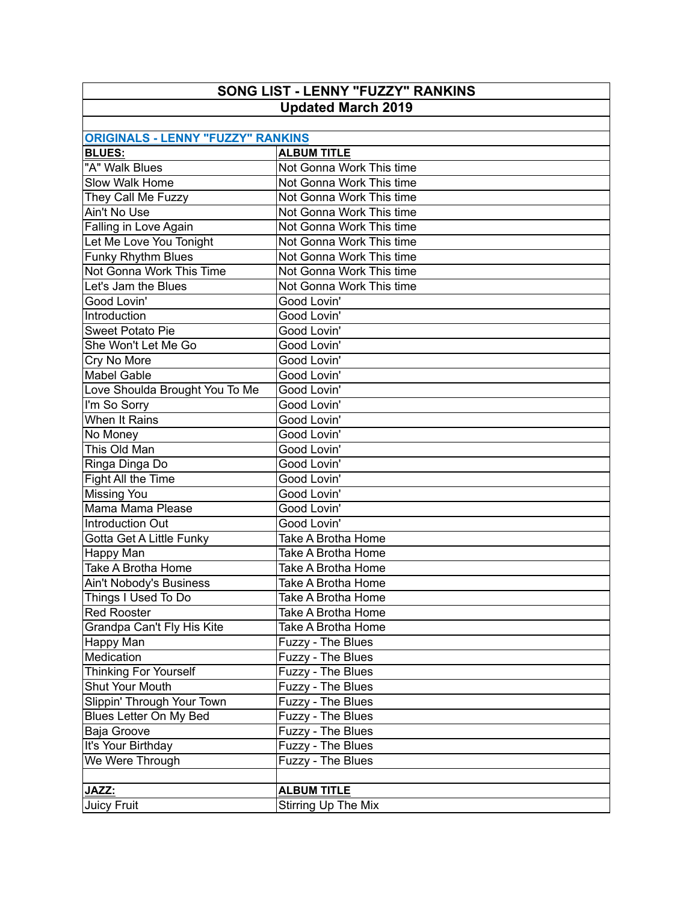# SONG LIST - LENNY "FUZZY" RANKINS

## Updated March 2019

### ORIGINALS - LENNY "FUZZY" RANKINS

| BLUES: | ALBUM TITLE |
|---|---|
| "A" Walk Blues | Not Gonna Work This time |
| Slow Walk Home | Not Gonna Work This time |
| They Call Me Fuzzy | Not Gonna Work This time |
| Ain't No Use | Not Gonna Work This time |
| Falling in Love Again | Not Gonna Work This time |
| Let Me Love You Tonight | Not Gonna Work This time |
| Funky Rhythm Blues | Not Gonna Work This time |
| Not Gonna Work This Time | Not Gonna Work This time |
| Let's Jam the Blues | Not Gonna Work This time |
| Good Lovin' | Good Lovin' |
| Introduction | Good Lovin' |
| Sweet Potato Pie | Good Lovin' |
| She Won't Let Me Go | Good Lovin' |
| Cry No More | Good Lovin' |
| Mabel Gable | Good Lovin' |
| Love Shoulda Brought You To Me | Good Lovin' |
| I'm So Sorry | Good Lovin' |
| When It Rains | Good Lovin' |
| No Money | Good Lovin' |
| This Old Man | Good Lovin' |
| Ringa Dinga Do | Good Lovin' |
| Fight All the Time | Good Lovin' |
| Missing You | Good Lovin' |
| Mama Mama Please | Good Lovin' |
| Introduction Out | Good Lovin' |
| Gotta Get A Little Funky | Take A Brotha Home |
| Happy Man | Take A Brotha Home |
| Take A Brotha Home | Take A Brotha Home |
| Ain't Nobody's Business | Take A Brotha Home |
| Things I Used To Do | Take A Brotha Home |
| Red Rooster | Take A Brotha Home |
| Grandpa Can't Fly His Kite | Take A Brotha Home |
| Happy Man | Fuzzy - The Blues |
| Medication | Fuzzy - The Blues |
| Thinking For Yourself | Fuzzy - The Blues |
| Shut Your Mouth | Fuzzy - The Blues |
| Slippin' Through Your Town | Fuzzy - The Blues |
| Blues Letter On My Bed | Fuzzy - The Blues |
| Baja Groove | Fuzzy - The Blues |
| It's Your Birthday | Fuzzy - The Blues |
| We Were Through | Fuzzy - The Blues |

| JAZZ: | ALBUM TITLE |
|---|---|
| Juicy Fruit | Stirring Up The Mix |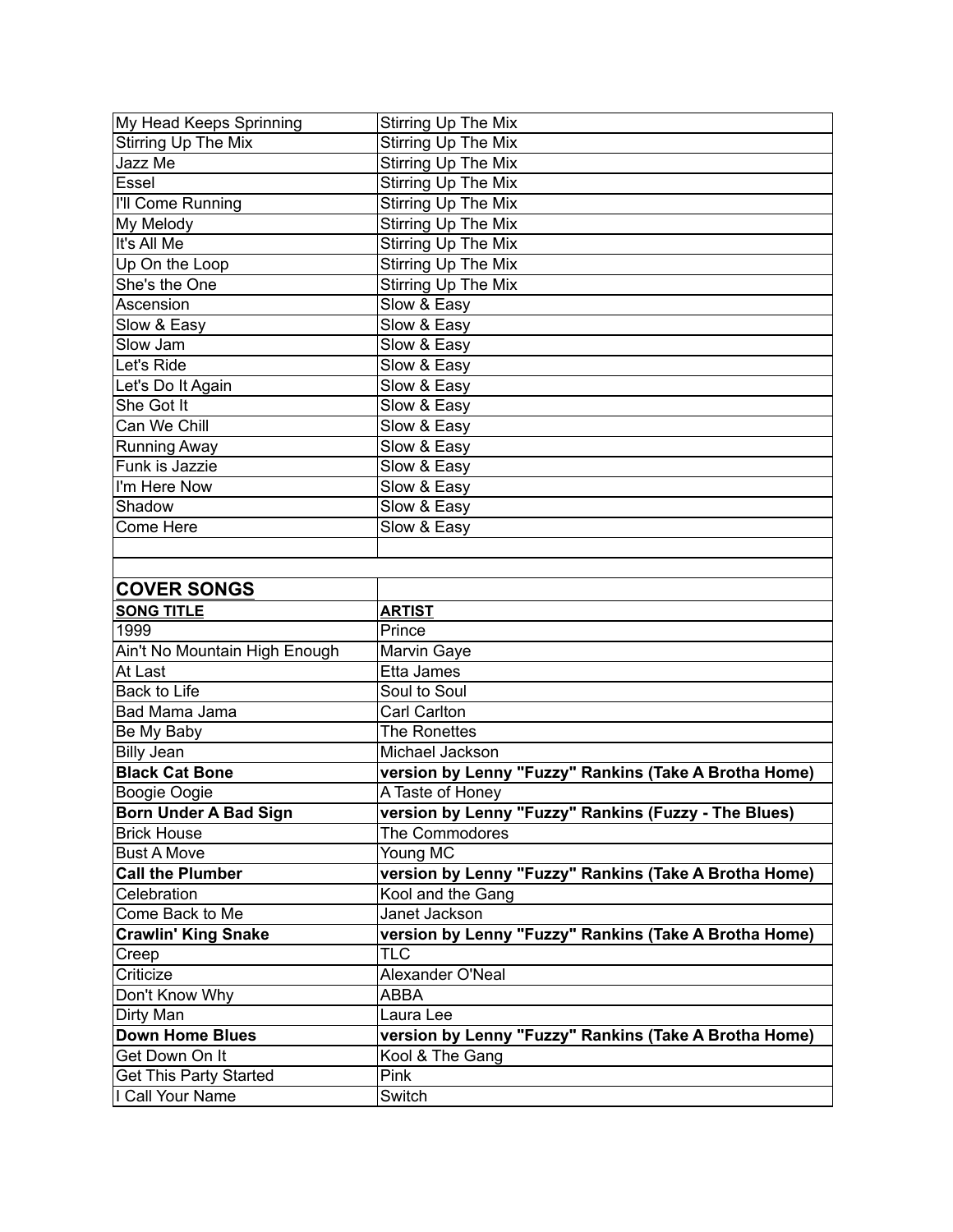| | |
|---|---|
| My Head Keeps Sprinning | Stirring Up The Mix |
| Stirring Up The Mix | Stirring Up The Mix |
| Jazz Me | Stirring Up The Mix |
| Essel | Stirring Up The Mix |
| I'll Come Running | Stirring Up The Mix |
| My Melody | Stirring Up The Mix |
| It's All Me | Stirring Up The Mix |
| Up On the Loop | Stirring Up The Mix |
| She's the One | Stirring Up The Mix |
| Ascension | Slow & Easy |
| Slow & Easy | Slow & Easy |
| Slow Jam | Slow & Easy |
| Let's Ride | Slow & Easy |
| Let's Do It Again | Slow & Easy |
| She Got It | Slow & Easy |
| Can We Chill | Slow & Easy |
| Running Away | Slow & Easy |
| Funk is Jazzie | Slow & Easy |
| I'm Here Now | Slow & Easy |
| Shadow | Slow & Easy |
| Come Here | Slow & Easy |

## COVER SONGS

| SONG TITLE | ARTIST |
|---|---|
| 1999 | Prince |
| Ain't No Mountain High Enough | Marvin Gaye |
| At Last | Etta James |
| Back to Life | Soul to Soul |
| Bad Mama Jama | Carl Carlton |
| Be My Baby | The Ronettes |
| Billy Jean | Michael Jackson |
| **Black Cat Bone** | **version by Lenny "Fuzzy" Rankins (Take A Brotha Home)** |
| Boogie Oogie | A Taste of Honey |
| **Born Under A Bad Sign** | **version by Lenny "Fuzzy" Rankins (Fuzzy - The Blues)** |
| Brick House | The Commodores |
| Bust A Move | Young MC |
| **Call the Plumber** | **version by Lenny "Fuzzy" Rankins (Take A Brotha Home)** |
| Celebration | Kool and the Gang |
| Come Back to Me | Janet Jackson |
| **Crawlin' King Snake** | **version by Lenny "Fuzzy" Rankins (Take A Brotha Home)** |
| Creep | TLC |
| Criticize | Alexander O'Neal |
| Don't Know Why | ABBA |
| Dirty Man | Laura Lee |
| **Down Home Blues** | **version by Lenny "Fuzzy" Rankins (Take A Brotha Home)** |
| Get Down On It | Kool & The Gang |
| Get This Party Started | Pink |
| I Call Your Name | Switch |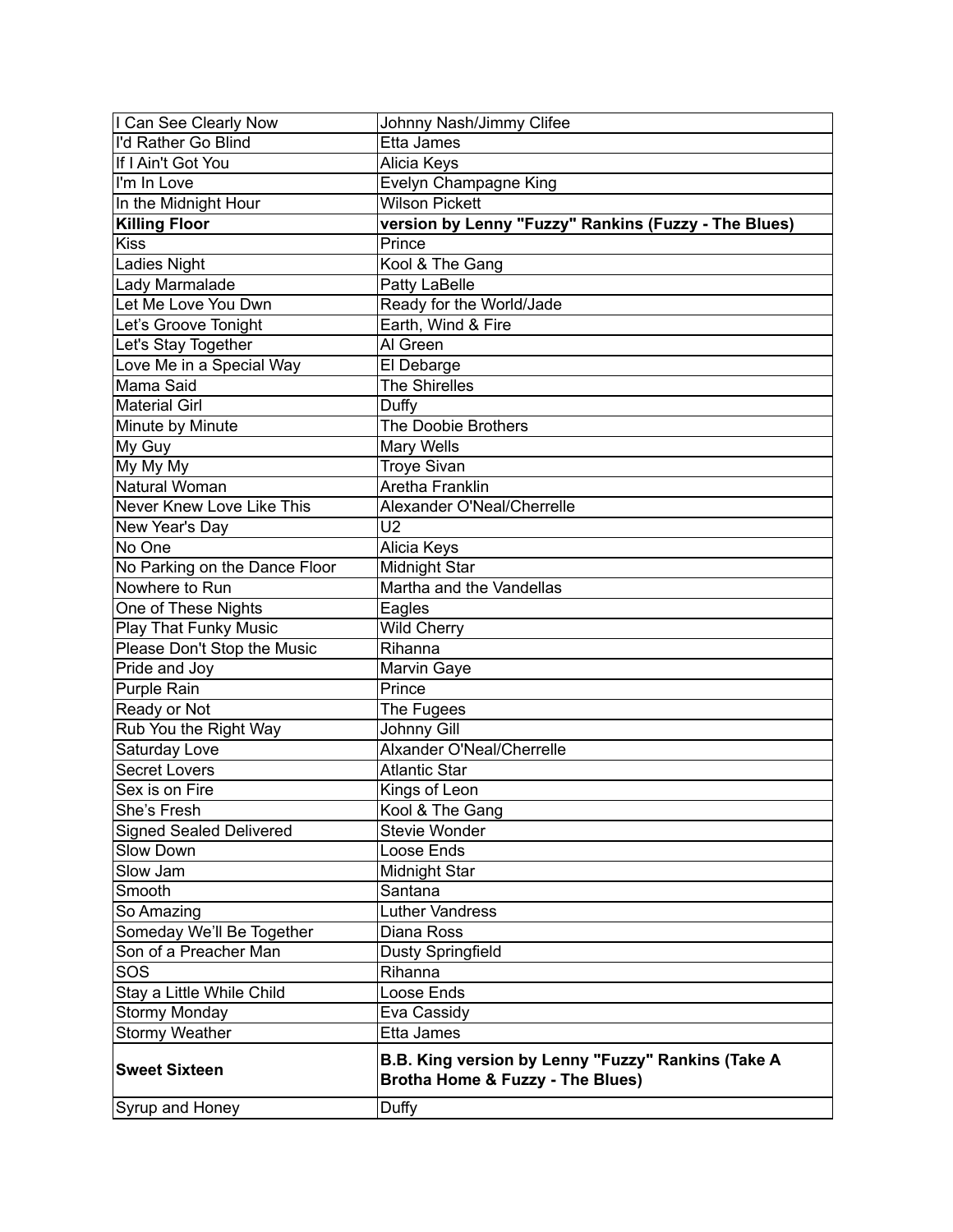| I Can See Clearly Now | Johnny Nash/Jimmy Clifee |
|---|---|
| I'd Rather Go Blind | Etta James |
| If I Ain't Got You | Alicia Keys |
| I'm In Love | Evelyn Champagne King |
| In the Midnight Hour | Wilson Pickett |
| **Killing Floor** | **version by Lenny "Fuzzy" Rankins (Fuzzy - The Blues)** |
| Kiss | Prince |
| Ladies Night | Kool & The Gang |
| Lady Marmalade | Patty LaBelle |
| Let Me Love You Dwn | Ready for the World/Jade |
| Let’s Groove Tonight | Earth, Wind & Fire |
| Let's Stay Together | Al Green |
| Love Me in a Special Way | El Debarge |
| Mama Said | The Shirelles |
| Material Girl | Duffy |
| Minute by Minute | The Doobie Brothers |
| My Guy | Mary Wells |
| My My My | Troye Sivan |
| Natural Woman | Aretha Franklin |
| Never Knew Love Like This | Alexander O'Neal/Cherrelle |
| New Year's Day | U2 |
| No One | Alicia Keys |
| No Parking on the Dance Floor | Midnight Star |
| Nowhere to Run | Martha and the Vandellas |
| One of These Nights | Eagles |
| Play That Funky Music | Wild Cherry |
| Please Don't Stop the Music | Rihanna |
| Pride and Joy | Marvin Gaye |
| Purple Rain | Prince |
| Ready or Not | The Fugees |
| Rub You the Right Way | Johnny Gill |
| Saturday Love | Alxander O'Neal/Cherrelle |
| Secret Lovers | Atlantic Star |
| Sex is on Fire | Kings of Leon |
| She’s Fresh | Kool & The Gang |
| Signed Sealed Delivered | Stevie Wonder |
| Slow Down | Loose Ends |
| Slow Jam | Midnight Star |
| Smooth | Santana |
| So Amazing | Luther Vandress |
| Someday We’ll Be Together | Diana Ross |
| Son of a Preacher Man | Dusty Springfield |
| SOS | Rihanna |
| Stay a Little While Child | Loose Ends |
| Stormy Monday | Eva Cassidy |
| Stormy Weather | Etta James |
| **Sweet Sixteen** | **B.B. King version by Lenny "Fuzzy" Rankins (Take A Brotha Home & Fuzzy - The Blues)** |
| Syrup and Honey | Duffy |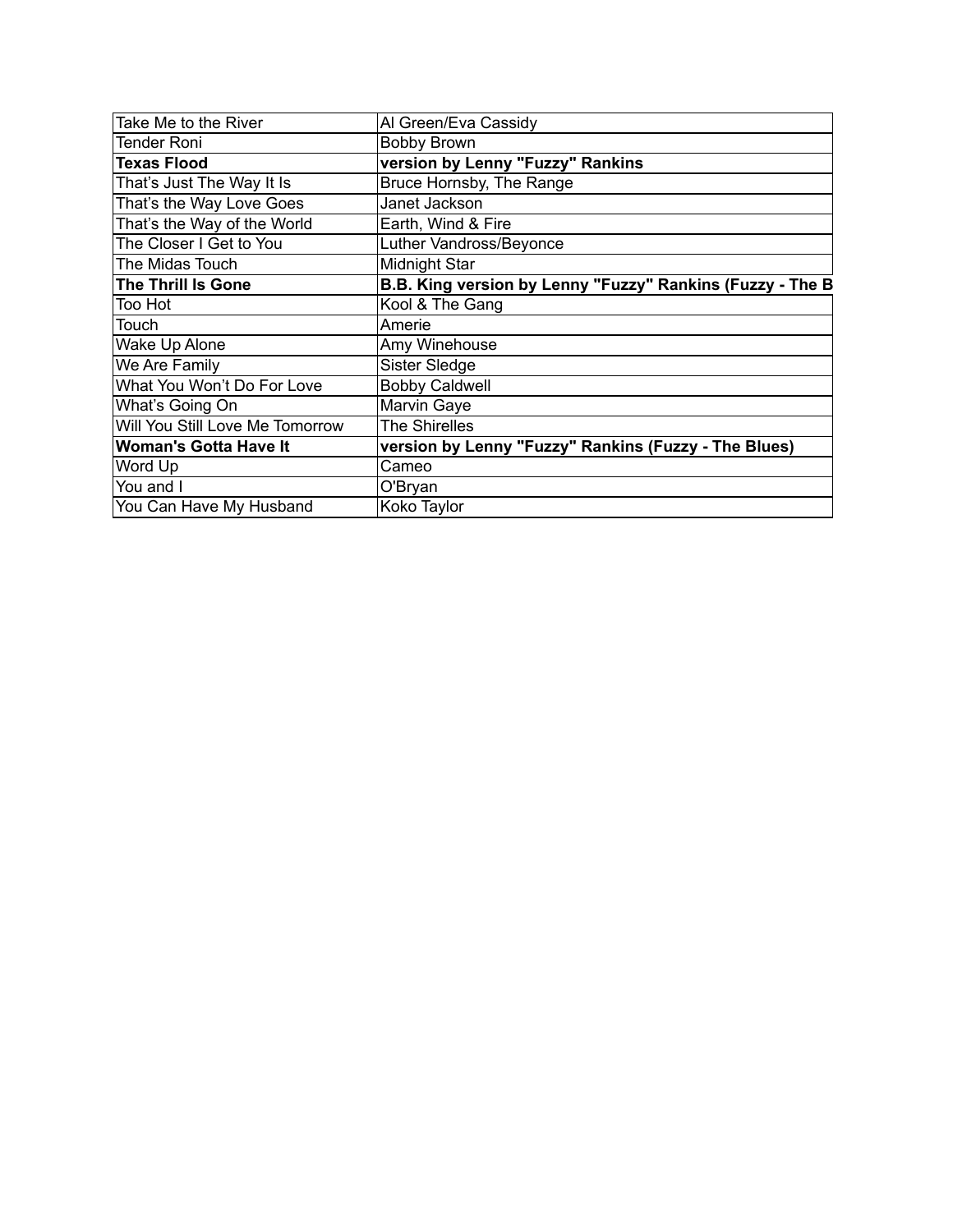| | |
|---|---|
| Take Me to the River | Al Green/Eva Cassidy |
| Tender Roni | Bobby Brown |
| **Texas Flood** | **version by Lenny "Fuzzy" Rankins** |
| That's Just The Way It Is | Bruce Hornsby, The Range |
| That's the Way Love Goes | Janet Jackson |
| That's the Way of the World | Earth, Wind & Fire |
| The Closer I Get to You | Luther Vandross/Beyonce |
| The Midas Touch | Midnight Star |
| **The Thrill Is Gone** | **B.B. King version by Lenny "Fuzzy" Rankins (Fuzzy - The B** |
| Too Hot | Kool & The Gang |
| Touch | Amerie |
| Wake Up Alone | Amy Winehouse |
| We Are Family | Sister Sledge |
| What You Won't Do For Love | Bobby Caldwell |
| What's Going On | Marvin Gaye |
| Will You Still Love Me Tomorrow | The Shirelles |
| **Woman's Gotta Have It** | **version by Lenny "Fuzzy" Rankins (Fuzzy - The Blues)** |
| Word Up | Cameo |
| You and I | O'Bryan |
| You Can Have My Husband | Koko Taylor |